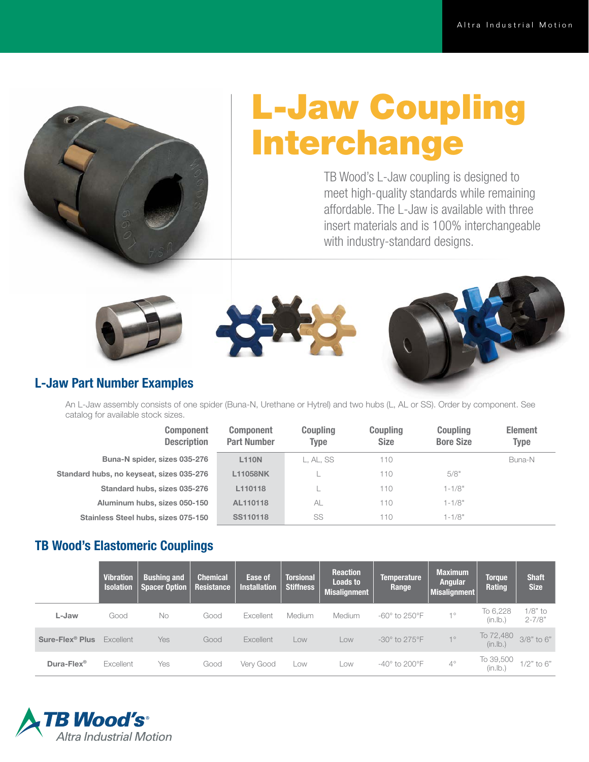# L-Jaw Coupling Interchange

TB Wood's L-Jaw coupling is designed to meet high-quality standards while remaining affordable. The L-Jaw is available with three insert materials and is 100% interchangeable with industry-standard designs.

## L-Jaw Part Number Examples

An L-Jaw assembly consists of one spider (Buna-N, Urethane or Hytrel) and two hubs (L, AL or SS). Order by component. See catalog for available stock sizes.

| Component Description | Component Part Number | Coupling Type | Coupling Size | Coupling Bore Size | Element Type |
|---|---|---|---|---|---|
| **Buna-N spider, sizes 035-276** | **L110N** | L, AL, SS | 110 | | Buna-N |
| **Standard hubs, no keyseat, sizes 035-276** | **L11058NK** | L | 110 | 5/8" | |
| **Standard hubs, sizes 035-276** | **L110118** | L | 110 | 1-1/8" | |
| **Aluminum hubs, sizes 050-150** | **AL110118** | AL | 110 | 1-1/8" | |
| **Stainless Steel hubs, sizes 075-150** | **SS110118** | SS | 110 | 1-1/8" | |

## TB Wood's Elastomeric Couplings

| | Vibration Isolation | Bushing and Spacer Option | Chemical Resistance | Ease of Installation | Torsional Stiffness | Reaction Loads to Misalignment | Temperature Range | Maximum Angular Misalignment | Torque Rating | Shaft Size |
|---|---|---|---|---|---|---|---|---|---|---|
| **L-Jaw** | Good | No | Good | Excellent | Medium | Medium | -60° to 250°F | 1° | To 6,228 (in.lb.) | 1/8" to 2-7/8" |
| **Sure-Flex® Plus** | Excellent | Yes | Good | Excellent | Low | Low | -30° to 275°F | 1° | To 72,480 (in.lb.) | 3/8" to 6" |
| **Dura-Flex®** | Excellent | Yes | Good | Very Good | Low | Low | -40° to 200°F | 4° | To 39,500 (in.lb.) | 1/2" to 6" |

TB Wood's®
Altra Industrial Motion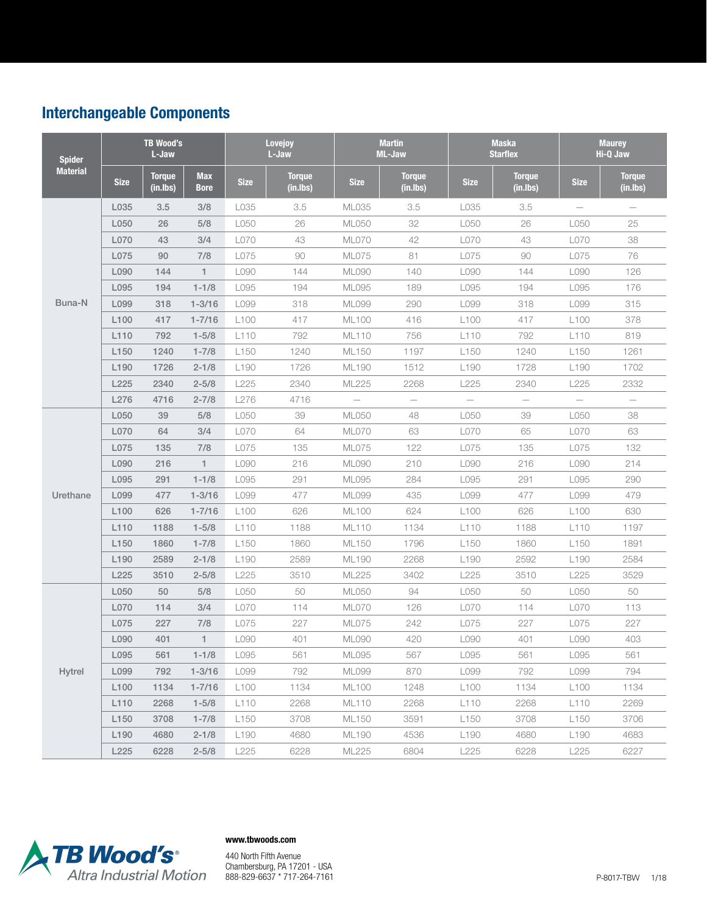## Interchangeable Components

| Spider Material | TB Wood's L-Jaw | | | Lovejoy L-Jaw | | Martin ML-Jaw | | Maska Starflex | | Maurey Hi-Q Jaw | |
|---|---|---|---|---|---|---|---|---|---|---|---|
| | Size | Torque (in.lbs) | Max Bore | Size | Torque (in.lbs) | Size | Torque (in.lbs) | Size | Torque (in.lbs) | Size | Torque (in.lbs) |
| Buna-N | L035 | 3.5 | 3/8 | L035 | 3.5 | ML035 | 3.5 | L035 | 3.5 | — | — |
| | L050 | 26 | 5/8 | L050 | 26 | ML050 | 32 | L050 | 26 | L050 | 25 |
| | L070 | 43 | 3/4 | L070 | 43 | ML070 | 42 | L070 | 43 | L070 | 38 |
| | L075 | 90 | 7/8 | L075 | 90 | ML075 | 81 | L075 | 90 | L075 | 76 |
| | L090 | 144 | 1 | L090 | 144 | ML090 | 140 | L090 | 144 | L090 | 126 |
| | L095 | 194 | 1-1/8 | L095 | 194 | ML095 | 189 | L095 | 194 | L095 | 176 |
| | L099 | 318 | 1-3/16 | L099 | 318 | ML099 | 290 | L099 | 318 | L099 | 315 |
| | L100 | 417 | 1-7/16 | L100 | 417 | ML100 | 416 | L100 | 417 | L100 | 378 |
| | L110 | 792 | 1-5/8 | L110 | 792 | ML110 | 756 | L110 | 792 | L110 | 819 |
| | L150 | 1240 | 1-7/8 | L150 | 1240 | ML150 | 1197 | L150 | 1240 | L150 | 1261 |
| | L190 | 1726 | 2-1/8 | L190 | 1726 | ML190 | 1512 | L190 | 1728 | L190 | 1702 |
| | L225 | 2340 | 2-5/8 | L225 | 2340 | ML225 | 2268 | L225 | 2340 | L225 | 2332 |
| | L276 | 4716 | 2-7/8 | L276 | 4716 | — | — | — | — | — | — |
| Urethane | L050 | 39 | 5/8 | L050 | 39 | ML050 | 48 | L050 | 39 | L050 | 38 |
| | L070 | 64 | 3/4 | L070 | 64 | ML070 | 63 | L070 | 65 | L070 | 63 |
| | L075 | 135 | 7/8 | L075 | 135 | ML075 | 122 | L075 | 135 | L075 | 132 |
| | L090 | 216 | 1 | L090 | 216 | ML090 | 210 | L090 | 216 | L090 | 214 |
| | L095 | 291 | 1-1/8 | L095 | 291 | ML095 | 284 | L095 | 291 | L095 | 290 |
| | L099 | 477 | 1-3/16 | L099 | 477 | ML099 | 435 | L099 | 477 | L099 | 479 |
| | L100 | 626 | 1-7/16 | L100 | 626 | ML100 | 624 | L100 | 626 | L100 | 630 |
| | L110 | 1188 | 1-5/8 | L110 | 1188 | ML110 | 1134 | L110 | 1188 | L110 | 1197 |
| | L150 | 1860 | 1-7/8 | L150 | 1860 | ML150 | 1796 | L150 | 1860 | L150 | 1891 |
| | L190 | 2589 | 2-1/8 | L190 | 2589 | ML190 | 2268 | L190 | 2592 | L190 | 2584 |
| | L225 | 3510 | 2-5/8 | L225 | 3510 | ML225 | 3402 | L225 | 3510 | L225 | 3529 |
| Hytrel | L050 | 50 | 5/8 | L050 | 50 | ML050 | 94 | L050 | 50 | L050 | 50 |
| | L070 | 114 | 3/4 | L070 | 114 | ML070 | 126 | L070 | 114 | L070 | 113 |
| | L075 | 227 | 7/8 | L075 | 227 | ML075 | 242 | L075 | 227 | L075 | 227 |
| | L090 | 401 | 1 | L090 | 401 | ML090 | 420 | L090 | 401 | L090 | 403 |
| | L095 | 561 | 1-1/8 | L095 | 561 | ML095 | 567 | L095 | 561 | L095 | 561 |
| | L099 | 792 | 1-3/16 | L099 | 792 | ML099 | 870 | L099 | 792 | L099 | 794 |
| | L100 | 1134 | 1-7/16 | L100 | 1134 | ML100 | 1248 | L100 | 1134 | L100 | 1134 |
| | L110 | 2268 | 1-5/8 | L110 | 2268 | ML110 | 2268 | L110 | 2268 | L110 | 2269 |
| | L150 | 3708 | 1-7/8 | L150 | 3708 | ML150 | 3591 | L150 | 3708 | L150 | 3706 |
| | L190 | 4680 | 2-1/8 | L190 | 4680 | ML190 | 4536 | L190 | 4680 | L190 | 4683 |
| | L225 | 6228 | 2-5/8 | L225 | 6228 | ML225 | 6804 | L225 | 6228 | L225 | 6227 |

TB Wood's®
Altra Industrial Motion

**www.tbwoods.com**

440 North Fifth Avenue
Chambersburg, PA 17201 - USA
888-829-6637 * 717-264-7161

P-8017-TBW 1/18